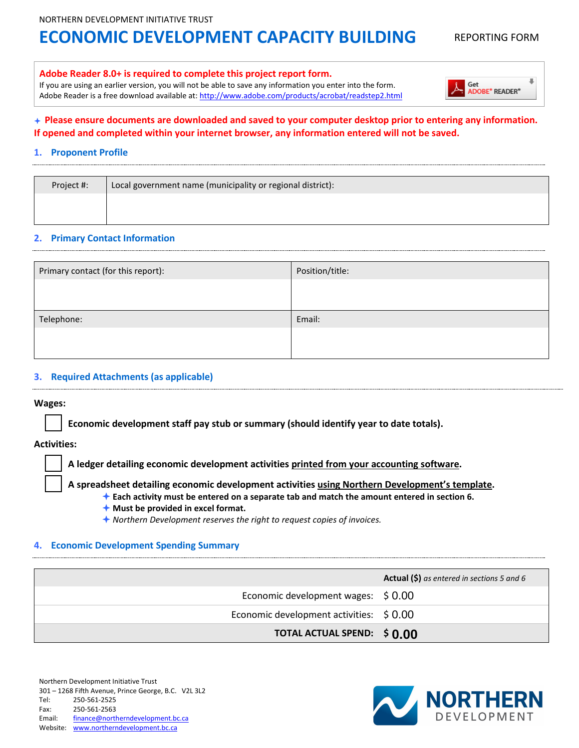NORTHERN DEVELOPMENT INITIATIVE TRUST

# ECONOMIC DEVELOPMENT CAPACITY BUILDING

REPORTING FORM

**Adobe Reader 8.0+ is required to complete this project report form.**
If you are using an earlier version, you will not be able to save any information you enter into the form.
Adobe Reader is a free download available at: http://www.adobe.com/products/acrobat/readstep2.html

Get ADOBE® READER®

✦ **Please ensure documents are downloaded and saved to your computer desktop prior to entering any information. If opened and completed within your internet browser, any information entered will not be saved.**

## 1. Proponent Profile

| Project #: | Local government name (municipality or regional district): |
|---|---|
| | |

## 2. Primary Contact Information

| Primary contact (for this report): | Position/title: |
|---|---|
| | |
| Telephone: | Email: |
| | |

## 3. Required Attachments (as applicable)

**Wages:**

- ☐ **Economic development staff pay stub or summary (should identify year to date totals).**

**Activities:**

- ☐ **A ledger detailing economic development activities printed from your accounting software.**
- ☐ **A spreadsheet detailing economic development activities using Northern Development's template.**
  - ✦ **Each activity must be entered on a separate tab and match the amount entered in section 6.**
  - ✦ **Must be provided in excel format.**
  - ✦ *Northern Development reserves the right to request copies of invoices.*

## 4. Economic Development Spending Summary

| | **Actual ($)** *as entered in sections 5 and 6* |
|---|---|
| Economic development wages: | $ 0.00 |
| Economic development activities: | $ 0.00 |
| **TOTAL ACTUAL SPEND:** | **$ 0.00** |

Northern Development Initiative Trust
301 – 1268 Fifth Avenue, Prince George, B.C. V2L 3L2
Tel: 250-561-2525
Fax: 250-561-2563
Email: finance@northerndevelopment.bc.ca
Website: www.northerndevelopment.bc.ca

NORTHERN DEVELOPMENT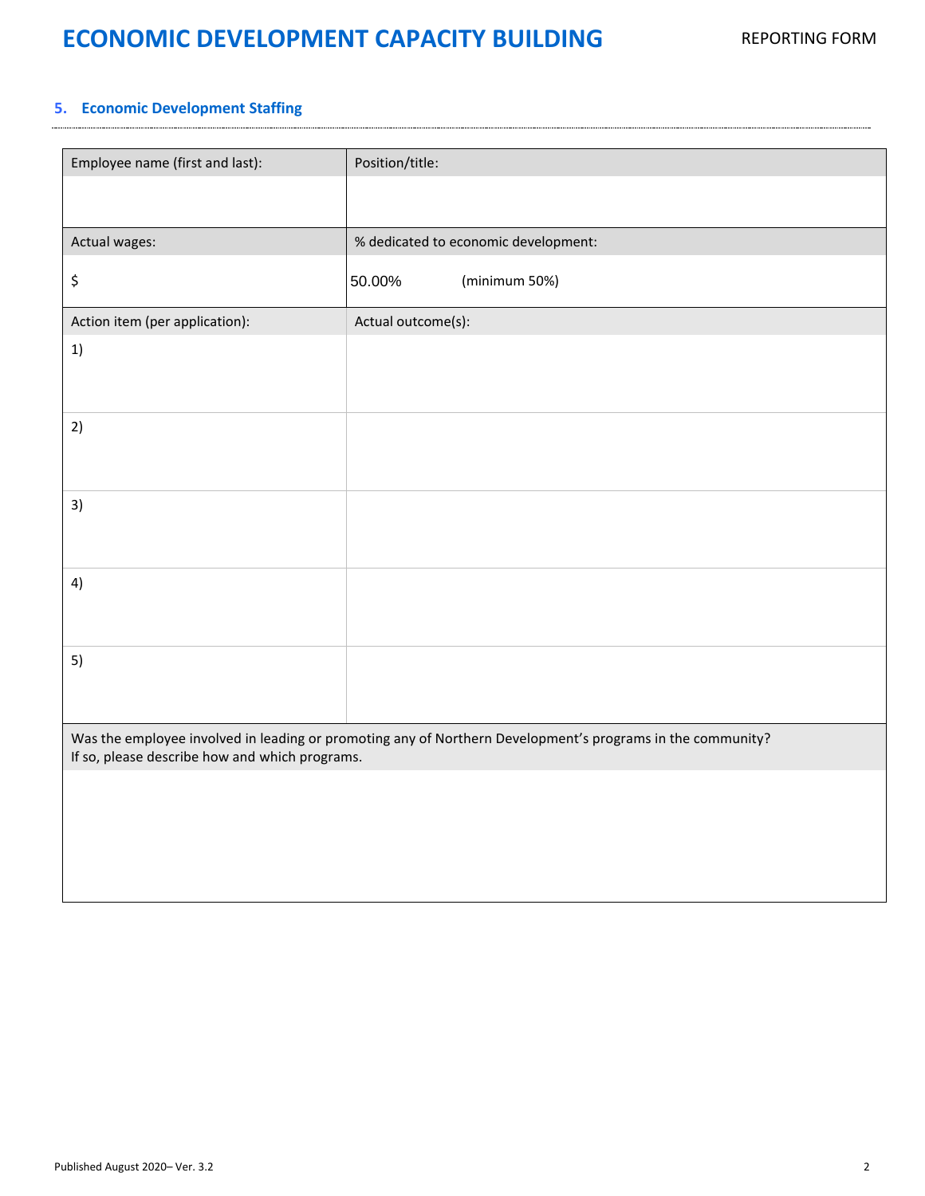## 5. Economic Development Staffing

| Employee name (first and last): | Position/title: |
|---|---|
| | |
| Actual wages: | % dedicated to economic development: |
| $ | 50.00% (minimum 50%) |
| Action item (per application): | Actual outcome(s): |
| 1) | |
| 2) | |
| 3) | |
| 4) | |
| 5) | |

| Was the employee involved in leading or promoting any of Northern Development's programs in the community? If so, please describe how and which programs. |
|---|
| |

Published August 2020– Ver. 3.2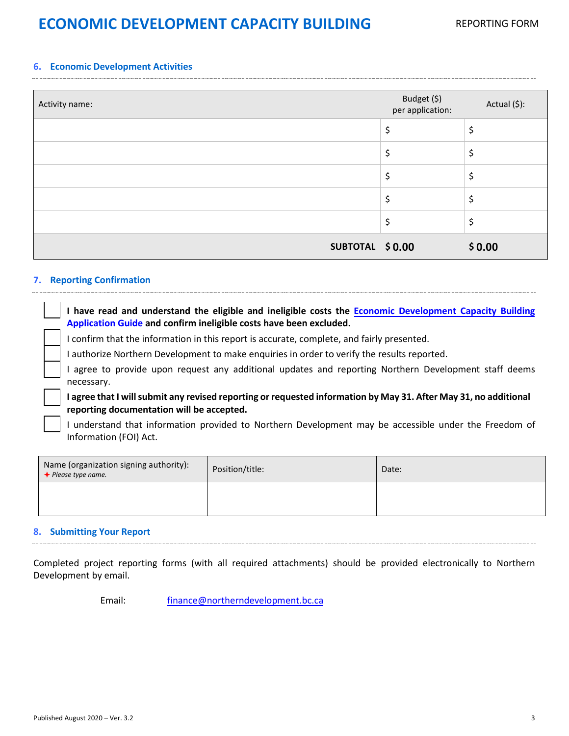## 6. Economic Development Activities

| Activity name: | Budget ($) per application: | Actual ($): |
|---|---|---|
| | $ | $ |
| | $ | $ |
| | $ | $ |
| | $ | $ |
| | $ | $ |
| **SUBTOTAL** | **$ 0.00** | **$ 0.00** |

## 7. Reporting Confirmation

- ☐ **I have read and understand the eligible and ineligible costs the [Economic Development Capacity Building Application Guide](#) and confirm ineligible costs have been excluded.**
- ☐ I confirm that the information in this report is accurate, complete, and fairly presented.
- ☐ I authorize Northern Development to make enquiries in order to verify the results reported.
- ☐ I agree to provide upon request any additional updates and reporting Northern Development staff deems necessary.
- ☐ **I agree that I will submit any revised reporting or requested information by May 31. After May 31, no additional reporting documentation will be accepted.**
- ☐ I understand that information provided to Northern Development may be accessible under the Freedom of Information (FOI) Act.

| Name (organization signing authority): ✦ *Please type name.* | Position/title: | Date: |
|---|---|---|
| | | |

## 8. Submitting Your Report

Completed project reporting forms (with all required attachments) should be provided electronically to Northern Development by email.

Email: finance@northerndevelopment.bc.ca

Published August 2020 – Ver. 3.2